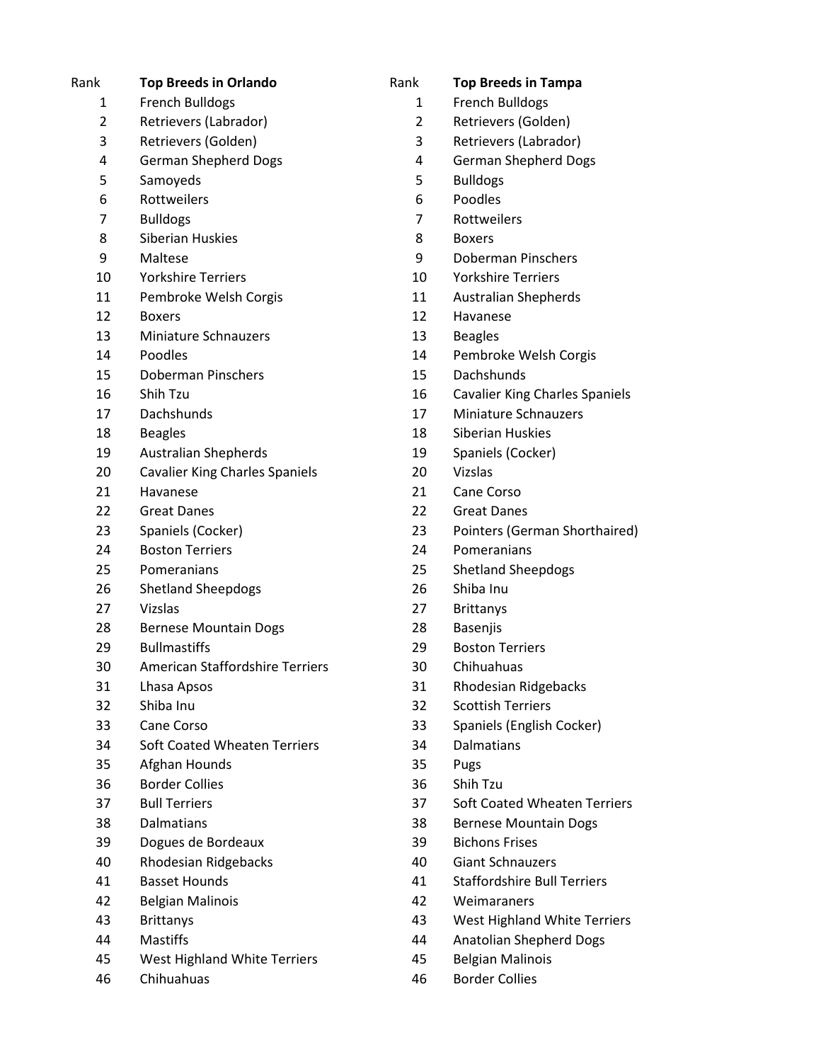| Rank | Top Breeds in Orlando | Rank | Top Breeds in Tampa |
|---|---|---|---|
| 1 | French Bulldogs | 1 | French Bulldogs |
| 2 | Retrievers (Labrador) | 2 | Retrievers (Golden) |
| 3 | Retrievers (Golden) | 3 | Retrievers (Labrador) |
| 4 | German Shepherd Dogs | 4 | German Shepherd Dogs |
| 5 | Samoyeds | 5 | Bulldogs |
| 6 | Rottweilers | 6 | Poodles |
| 7 | Bulldogs | 7 | Rottweilers |
| 8 | Siberian Huskies | 8 | Boxers |
| 9 | Maltese | 9 | Doberman Pinschers |
| 10 | Yorkshire Terriers | 10 | Yorkshire Terriers |
| 11 | Pembroke Welsh Corgis | 11 | Australian Shepherds |
| 12 | Boxers | 12 | Havanese |
| 13 | Miniature Schnauzers | 13 | Beagles |
| 14 | Poodles | 14 | Pembroke Welsh Corgis |
| 15 | Doberman Pinschers | 15 | Dachshunds |
| 16 | Shih Tzu | 16 | Cavalier King Charles Spaniels |
| 17 | Dachshunds | 17 | Miniature Schnauzers |
| 18 | Beagles | 18 | Siberian Huskies |
| 19 | Australian Shepherds | 19 | Spaniels (Cocker) |
| 20 | Cavalier King Charles Spaniels | 20 | Vizslas |
| 21 | Havanese | 21 | Cane Corso |
| 22 | Great Danes | 22 | Great Danes |
| 23 | Spaniels (Cocker) | 23 | Pointers (German Shorthaired) |
| 24 | Boston Terriers | 24 | Pomeranians |
| 25 | Pomeranians | 25 | Shetland Sheepdogs |
| 26 | Shetland Sheepdogs | 26 | Shiba Inu |
| 27 | Vizslas | 27 | Brittanys |
| 28 | Bernese Mountain Dogs | 28 | Basenjis |
| 29 | Bullmastiffs | 29 | Boston Terriers |
| 30 | American Staffordshire Terriers | 30 | Chihuahuas |
| 31 | Lhasa Apsos | 31 | Rhodesian Ridgebacks |
| 32 | Shiba Inu | 32 | Scottish Terriers |
| 33 | Cane Corso | 33 | Spaniels (English Cocker) |
| 34 | Soft Coated Wheaten Terriers | 34 | Dalmatians |
| 35 | Afghan Hounds | 35 | Pugs |
| 36 | Border Collies | 36 | Shih Tzu |
| 37 | Bull Terriers | 37 | Soft Coated Wheaten Terriers |
| 38 | Dalmatians | 38 | Bernese Mountain Dogs |
| 39 | Dogues de Bordeaux | 39 | Bichons Frises |
| 40 | Rhodesian Ridgebacks | 40 | Giant Schnauzers |
| 41 | Basset Hounds | 41 | Staffordshire Bull Terriers |
| 42 | Belgian Malinois | 42 | Weimaraners |
| 43 | Brittanys | 43 | West Highland White Terriers |
| 44 | Mastiffs | 44 | Anatolian Shepherd Dogs |
| 45 | West Highland White Terriers | 45 | Belgian Malinois |
| 46 | Chihuahuas | 46 | Border Collies |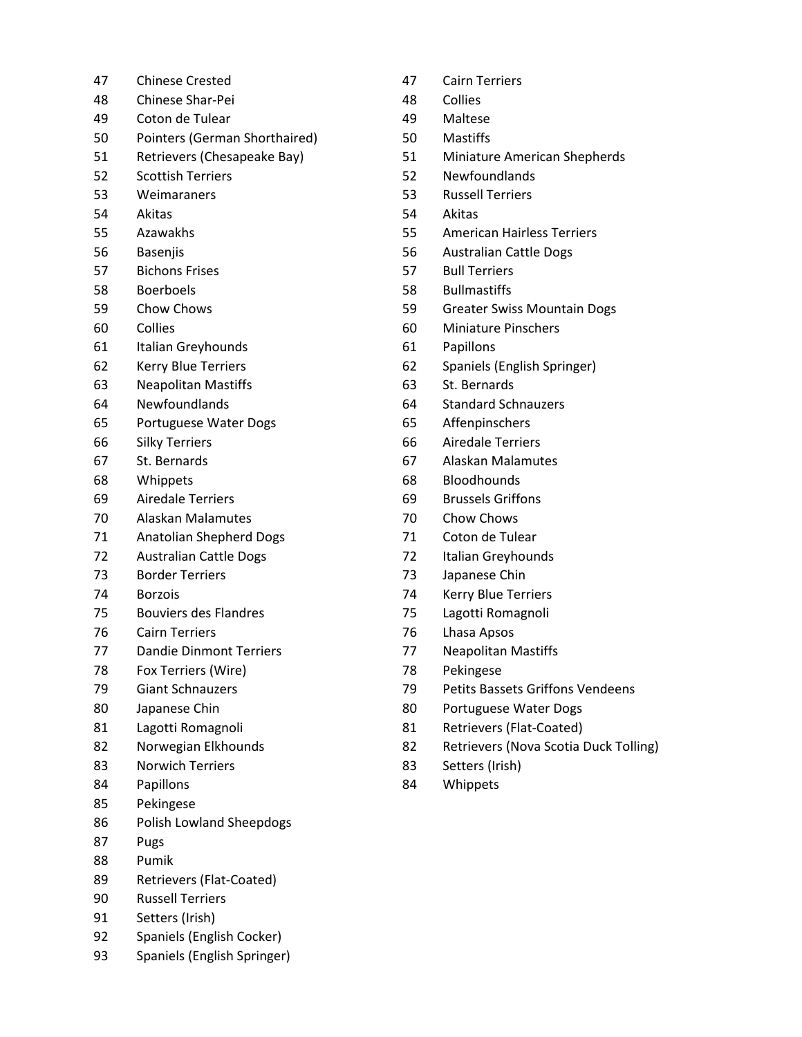47 Chinese Crested
48 Chinese Shar-Pei
49 Coton de Tulear
50 Pointers (German Shorthaired)
51 Retrievers (Chesapeake Bay)
52 Scottish Terriers
53 Weimaraners
54 Akitas
55 Azawakhs
56 Basenjis
57 Bichons Frises
58 Boerboels
59 Chow Chows
60 Collies
61 Italian Greyhounds
62 Kerry Blue Terriers
63 Neapolitan Mastiffs
64 Newfoundlands
65 Portuguese Water Dogs
66 Silky Terriers
67 St. Bernards
68 Whippets
69 Airedale Terriers
70 Alaskan Malamutes
71 Anatolian Shepherd Dogs
72 Australian Cattle Dogs
73 Border Terriers
74 Borzois
75 Bouviers des Flandres
76 Cairn Terriers
77 Dandie Dinmont Terriers
78 Fox Terriers (Wire)
79 Giant Schnauzers
80 Japanese Chin
81 Lagotti Romagnoli
82 Norwegian Elkhounds
83 Norwich Terriers
84 Papillons
85 Pekingese
86 Polish Lowland Sheepdogs
87 Pugs
88 Pumik
89 Retrievers (Flat-Coated)
90 Russell Terriers
91 Setters (Irish)
92 Spaniels (English Cocker)
93 Spaniels (English Springer)

47 Cairn Terriers
48 Collies
49 Maltese
50 Mastiffs
51 Miniature American Shepherds
52 Newfoundlands
53 Russell Terriers
54 Akitas
55 American Hairless Terriers
56 Australian Cattle Dogs
57 Bull Terriers
58 Bullmastiffs
59 Greater Swiss Mountain Dogs
60 Miniature Pinschers
61 Papillons
62 Spaniels (English Springer)
63 St. Bernards
64 Standard Schnauzers
65 Affenpinschers
66 Airedale Terriers
67 Alaskan Malamutes
68 Bloodhounds
69 Brussels Griffons
70 Chow Chows
71 Coton de Tulear
72 Italian Greyhounds
73 Japanese Chin
74 Kerry Blue Terriers
75 Lagotti Romagnoli
76 Lhasa Apsos
77 Neapolitan Mastiffs
78 Pekingese
79 Petits Bassets Griffons Vendeens
80 Portuguese Water Dogs
81 Retrievers (Flat-Coated)
82 Retrievers (Nova Scotia Duck Tolling)
83 Setters (Irish)
84 Whippets